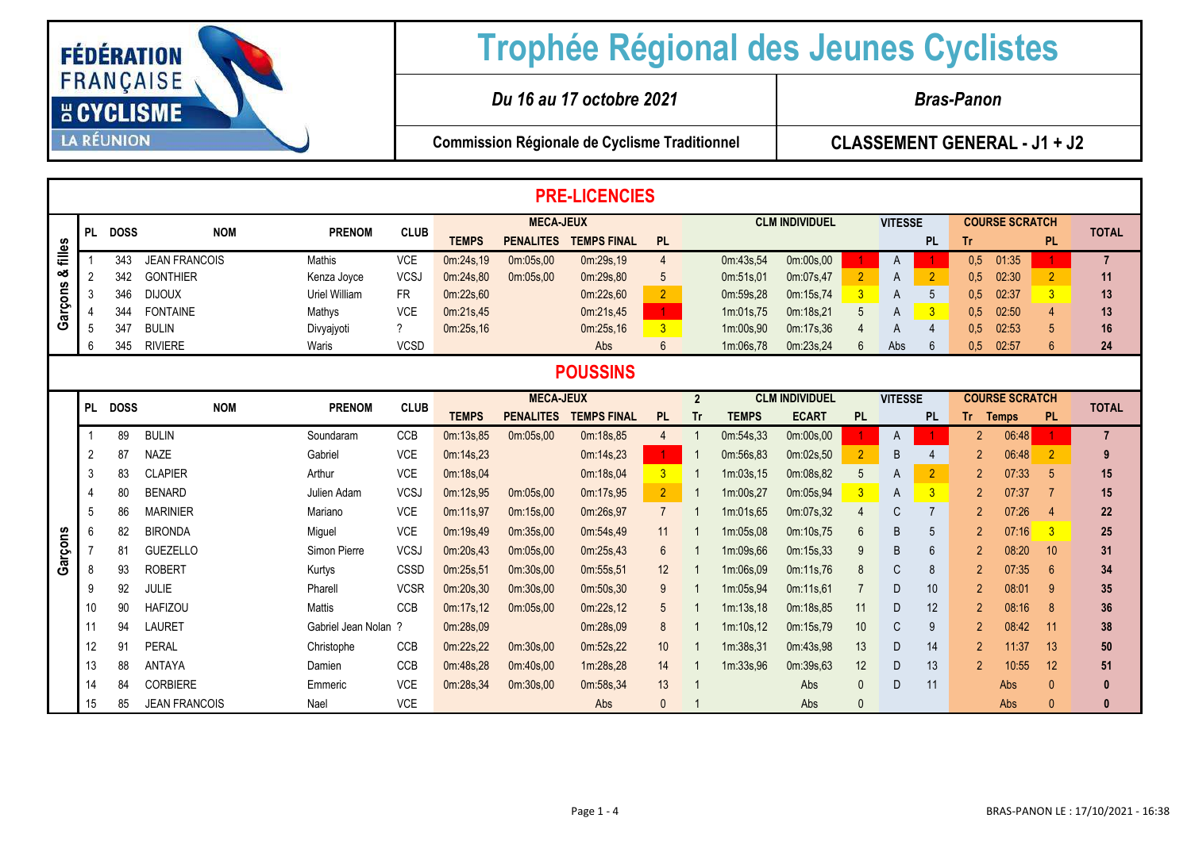# Trophée Régional des Jeunes Cyclistes

FÉDÉRATION FRANÇAISE DE CYCLISME – LA RÉUNION

| *Du 16 au 17 octobre 2021* | *Bras-Panon* |
|---|---|
| **Commission Régionale de Cyclisme Traditionnel** | **CLASSEMENT GENERAL - J1 + J2** |

## PRE-LICENCIES

| | PL | DOSS | NOM | PRENOM | CLUB | MECA-JEUX | | | | CLM INDIVIDUEL | | | | VITESSE | | COURSE SCRATCH | | | TOTAL |
|---|---|---|---|---|---|---|---|---|---|---|---|---|---|---|---|---|---|---|---|
| | | | | | | TEMPS | PENALITES | TEMPS FINAL | PL | | | | | | PL | Tr | | PL | |
| Garçons & filles | 1 | 343 | JEAN FRANCOIS | Mathis | VCE | 0m:24s,19 | 0m:05s,00 | 0m:29s,19 | 4 | | 0m:43s,54 | 0m:00s,00 | 1 | A | 1 | 0,5 | 01:35 | 1 | 7 |
| | 2 | 342 | GONTHIER | Kenza Joyce | VCSJ | 0m:24s,80 | 0m:05s,00 | 0m:29s,80 | 5 | | 0m:51s,01 | 0m:07s,47 | 2 | A | 2 | 0,5 | 02:30 | 2 | 11 |
| | 3 | 346 | DIJOUX | Uriel William | FR | 0m:22s,60 | | 0m:22s,60 | 2 | | 0m:59s,28 | 0m:15s,74 | 3 | A | 5 | 0,5 | 02:37 | 3 | 13 |
| | 4 | 344 | FONTAINE | Mathys | VCE | 0m:21s,45 | | 0m:21s,45 | 1 | | 1m:01s,75 | 0m:18s,21 | 5 | A | 3 | 0,5 | 02:50 | 4 | 13 |
| | 5 | 347 | BULIN | Divyajyoti | ? | 0m:25s,16 | | 0m:25s,16 | 3 | | 1m:00s,90 | 0m:17s,36 | 4 | A | 4 | 0,5 | 02:53 | 5 | 16 |
| | 6 | 345 | RIVIERE | Waris | VCSD | | | Abs | 6 | | 1m:06s,78 | 0m:23s,24 | 6 | Abs | 6 | 0,5 | 02:57 | 6 | 24 |

## POUSSINS

| | PL | DOSS | NOM | PRENOM | CLUB | MECA-JEUX | | | | 2 | CLM INDIVIDUEL | | | VITESSE | | COURSE SCRATCH | | | TOTAL |
|---|---|---|---|---|---|---|---|---|---|---|---|---|---|---|---|---|---|---|---|
| | | | | | | TEMPS | PENALITES | TEMPS FINAL | PL | Tr | TEMPS | ECART | PL | | PL | Tr | Temps | PL | |
| Garçons | 1 | 89 | BULIN | Soundaram | CCB | 0m:13s,85 | 0m:05s,00 | 0m:18s,85 | 4 | 1 | 0m:54s,33 | 0m:00s,00 | 1 | A | 1 | 2 | 06:48 | 1 | 7 |
| | 2 | 87 | NAZE | Gabriel | VCE | 0m:14s,23 | | 0m:14s,23 | 1 | 1 | 0m:56s,83 | 0m:02s,50 | 2 | B | 4 | 2 | 06:48 | 2 | 9 |
| | 3 | 83 | CLAPIER | Arthur | VCE | 0m:18s,04 | | 0m:18s,04 | 3 | 1 | 1m:03s,15 | 0m:08s,82 | 5 | A | 2 | 2 | 07:33 | 5 | 15 |
| | 4 | 80 | BENARD | Julien Adam | VCSJ | 0m:12s,95 | 0m:05s,00 | 0m:17s,95 | 2 | 1 | 1m:00s,27 | 0m:05s,94 | 3 | A | 3 | 2 | 07:37 | 7 | 15 |
| | 5 | 86 | MARINIER | Mariano | VCE | 0m:11s,97 | 0m:15s,00 | 0m:26s,97 | 7 | 1 | 1m:01s,65 | 0m:07s,32 | 4 | C | 7 | 2 | 07:26 | 4 | 22 |
| | 6 | 82 | BIRONDA | Miguel | VCE | 0m:19s,49 | 0m:35s,00 | 0m:54s,49 | 11 | 1 | 1m:05s,08 | 0m:10s,75 | 6 | B | 5 | 2 | 07:16 | 3 | 25 |
| | 7 | 81 | GUEZELLO | Simon Pierre | VCSJ | 0m:20s,43 | 0m:05s,00 | 0m:25s,43 | 6 | 1 | 1m:09s,66 | 0m:15s,33 | 9 | B | 6 | 2 | 08:20 | 10 | 31 |
| | 8 | 93 | ROBERT | Kurtys | CSSD | 0m:25s,51 | 0m:30s,00 | 0m:55s,51 | 12 | 1 | 1m:06s,09 | 0m:11s,76 | 8 | C | 8 | 2 | 07:35 | 6 | 34 |
| | 9 | 92 | JULIE | Pharell | VCSR | 0m:20s,30 | 0m:30s,00 | 0m:50s,30 | 9 | 1 | 1m:05s,94 | 0m:11s,61 | 7 | D | 10 | 2 | 08:01 | 9 | 35 |
| | 10 | 90 | HAFIZOU | Mattis | CCB | 0m:17s,12 | 0m:05s,00 | 0m:22s,12 | 5 | 1 | 1m:13s,18 | 0m:18s,85 | 11 | D | 12 | 2 | 08:16 | 8 | 36 |
| | 11 | 94 | LAURET | Gabriel Jean Nolan | ? | 0m:28s,09 | | 0m:28s,09 | 8 | 1 | 1m:10s,12 | 0m:15s,79 | 10 | C | 9 | 2 | 08:42 | 11 | 38 |
| | 12 | 91 | PERAL | Christophe | CCB | 0m:22s,22 | 0m:30s,00 | 0m:52s,22 | 10 | 1 | 1m:38s,31 | 0m:43s,98 | 13 | D | 14 | 2 | 11:37 | 13 | 50 |
| | 13 | 88 | ANTAYA | Damien | CCB | 0m:48s,28 | 0m:40s,00 | 1m:28s,28 | 14 | 1 | 1m:33s,96 | 0m:39s,63 | 12 | D | 13 | 2 | 10:55 | 12 | 51 |
| | 14 | 84 | CORBIERE | Emmeric | VCE | 0m:28s,34 | 0m:30s,00 | 0m:58s,34 | 13 | 1 | | Abs | 0 | D | 11 | | Abs | 0 | 0 |
| | 15 | 85 | JEAN FRANCOIS | Nael | VCE | | | Abs | 0 | 1 | | Abs | 0 | | | | Abs | 0 | 0 |

BRAS-PANON LE : 17/10/2021 - 16:38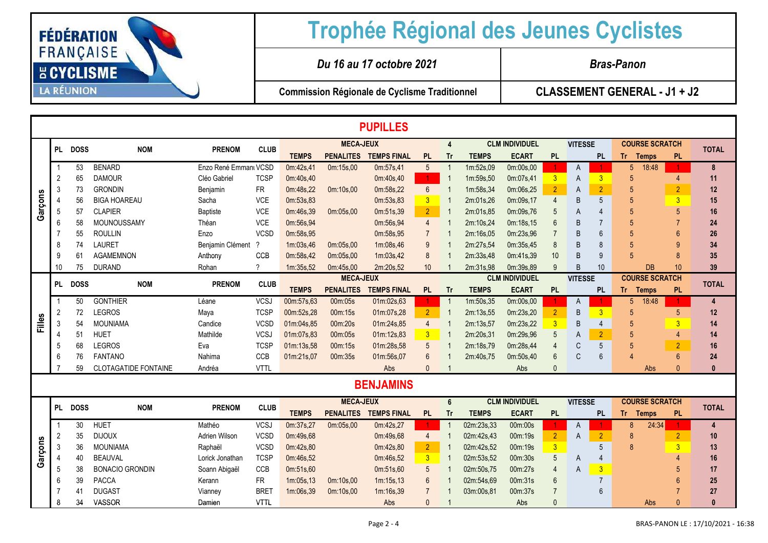# Trophée Régional des Jeunes Cyclistes

FÉDÉRATION FRANÇAISE DE CYCLISME – LA RÉUNION

*Du 16 au 17 octobre 2021* | *Bras-Panon*

**Commission Régionale de Cyclisme Traditionnel** | **CLASSEMENT GENERAL - J1 + J2**

## PUPILLES

### Garçons

| PL | DOSS | NOM | PRENOM | CLUB | MECA-JEUX TEMPS | MECA-JEUX PENALITES | MECA-JEUX TEMPS FINAL | MECA-JEUX PL | 4 Tr | CLM INDIVIDUEL TEMPS | CLM INDIVIDUEL ECART | CLM INDIVIDUEL PL | VITESSE | VITESSE PL | COURSE SCRATCH Tr | COURSE SCRATCH Temps | COURSE SCRATCH PL | TOTAL |
|---|---|---|---|---|---|---|---|---|---|---|---|---|---|---|---|---|---|---|
| 1 | 53 | BENARD | Enzo René Emmanı | VCSD | 0m:42s,41 | 0m:15s,00 | 0m:57s,41 | 5 | 1 | 1m:52s,09 | 0m:00s,00 | 1 | A | 1 | 5 | 18:48 | 1 | 8 |
| 2 | 65 | DAMOUR | Cléo Gabriel | TCSP | 0m:40s,40 | | 0m:40s,40 | 1 | 1 | 1m:59s,50 | 0m:07s,41 | 3 | A | 3 | 5 | | 4 | 11 |
| 3 | 73 | GRONDIN | Benjamin | FR | 0m:48s,22 | 0m:10s,00 | 0m:58s,22 | 6 | 1 | 1m:58s,34 | 0m:06s,25 | 2 | A | 2 | 5 | | 2 | 12 |
| 4 | 56 | BIGA HOAREAU | Sacha | VCE | 0m:53s,83 | | 0m:53s,83 | 3 | 1 | 2m:01s,26 | 0m:09s,17 | 4 | B | 5 | 5 | | 3 | 15 |
| 5 | 57 | CLAPIER | Baptiste | VCE | 0m:46s,39 | 0m:05s,00 | 0m:51s,39 | 2 | 1 | 2m:01s,85 | 0m:09s,76 | 5 | A | 4 | 5 | | 5 | 16 |
| 6 | 58 | MOUNOUSSAMY | Théan | VCE | 0m:56s,94 | | 0m:56s,94 | 4 | 1 | 2m:10s,24 | 0m:18s,15 | 6 | B | 7 | 5 | | 7 | 24 |
| 7 | 55 | ROULLIN | Enzo | VCSD | 0m:58s,95 | | 0m:58s,95 | 7 | 1 | 2m:16s,05 | 0m:23s,96 | 7 | B | 6 | 5 | | 6 | 26 |
| 8 | 74 | LAURET | Benjamin Clément | ? | 1m:03s,46 | 0m:05s,00 | 1m:08s,46 | 9 | 1 | 2m:27s,54 | 0m:35s,45 | 8 | B | 8 | 5 | | 9 | 34 |
| 9 | 61 | AGAMEMNON | Anthony | CCB | 0m:58s,42 | 0m:05s,00 | 1m:03s,42 | 8 | 1 | 2m:33s,48 | 0m:41s,39 | 10 | B | 9 | 5 | | 8 | 35 |
| 10 | 75 | DURAND | Rohan | ? | 1m:35s,52 | 0m:45s,00 | 2m:20s,52 | 10 | 1 | 2m:31s,98 | 0m:39s,89 | 9 | B | 10 | | DB | 10 | 39 |

### Filles

| PL | DOSS | NOM | PRENOM | CLUB | MECA-JEUX TEMPS | MECA-JEUX PENALITES | MECA-JEUX TEMPS FINAL | MECA-JEUX PL | Tr | CLM INDIVIDUEL TEMPS | CLM INDIVIDUEL ECART | CLM INDIVIDUEL PL | VITESSE | VITESSE PL | COURSE SCRATCH Tr | COURSE SCRATCH Temps | COURSE SCRATCH PL | TOTAL |
|---|---|---|---|---|---|---|---|---|---|---|---|---|---|---|---|---|---|---|
| 1 | 50 | GONTHIER | Léane | VCSJ | 00m:57s,63 | 00m:05s | 01m:02s,63 | 1 | 1 | 1m:50s,35 | 0m:00s,00 | 1 | A | 1 | 5 | 18:48 | 1 | 4 |
| 2 | 72 | LEGROS | Maya | TCSP | 00m:52s,28 | 00m:15s | 01m:07s,28 | 2 | 1 | 2m:13s,55 | 0m:23s,20 | 2 | B | 3 | 5 | | 5 | 12 |
| 3 | 54 | MOUNIAMA | Candice | VCSD | 01m:04s,85 | 00m:20s | 01m:24s,85 | 4 | 1 | 2m:13s,57 | 0m:23s,22 | 3 | B | 4 | 5 | | 3 | 14 |
| 4 | 51 | HUET | Mathilde | VCSJ | 01m:07s,83 | 00m:05s | 01m:12s,83 | 3 | 1 | 2m:20s,31 | 0m:29s,96 | 5 | A | 2 | 5 | | 4 | 14 |
| 5 | 68 | LEGROS | Eva | TCSP | 01m:13s,58 | 00m:15s | 01m:28s,58 | 5 | 1 | 2m:18s,79 | 0m:28s,44 | 4 | C | 5 | 5 | | 2 | 16 |
| 6 | 76 | FANTANO | Nahima | CCB | 01m:21s,07 | 00m:35s | 01m:56s,07 | 6 | 1 | 2m:40s,75 | 0m:50s,40 | 6 | C | 6 | 4 | | 6 | 24 |
| 7 | 59 | CLOTAGATIDE FONTAINE | Andréa | VTTL | | | Abs | 0 | 1 | | Abs | 0 | | | | Abs | 0 | 0 |

## BENJAMINS

### Garçons

| PL | DOSS | NOM | PRENOM | CLUB | MECA-JEUX TEMPS | MECA-JEUX PENALITES | MECA-JEUX TEMPS FINAL | MECA-JEUX PL | 6 Tr | CLM INDIVIDUEL TEMPS | CLM INDIVIDUEL ECART | CLM INDIVIDUEL PL | VITESSE | VITESSE PL | COURSE SCRATCH Tr | COURSE SCRATCH Temps | COURSE SCRATCH PL | TOTAL |
|---|---|---|---|---|---|---|---|---|---|---|---|---|---|---|---|---|---|---|
| 1 | 30 | HUET | Mathéo | VCSJ | 0m:37s,27 | 0m:05s,00 | 0m:42s,27 | 1 | 1 | 02m:23s,33 | 00m:00s | 1 | A | 1 | 8 | 24:34 | 1 | 4 |
| 2 | 35 | DIJOUX | Adrien Wilson | VCSD | 0m:49s,68 | | 0m:49s,68 | 4 | 1 | 02m:42s,43 | 00m:19s | 2 | A | 2 | 8 | | 2 | 10 |
| 3 | 36 | MOUNIAMA | Raphaël | VCSD | 0m:42s,80 | | 0m:42s,80 | 2 | 1 | 02m:42s,52 | 00m:19s | 3 | | 5 | 8 | | 3 | 13 |
| 4 | 40 | BEAUVAL | Lorick Jonathan | TCSP | 0m:46s,52 | | 0m:46s,52 | 3 | 1 | 02m:53s,52 | 00m:30s | 5 | A | 4 | | | 4 | 16 |
| 5 | 38 | BONACIO GRONDIN | Soann Abigaël | CCB | 0m:51s,60 | | 0m:51s,60 | 5 | 1 | 02m:50s,75 | 00m:27s | 4 | A | 3 | | | 5 | 17 |
| 6 | 39 | PACCA | Kerann | FR | 1m:05s,13 | 0m:10s,00 | 1m:15s,13 | 6 | 1 | 02m:54s,69 | 00m:31s | 6 | | 7 | | | 6 | 25 |
| 7 | 41 | DUGAST | Vianney | BRET | 1m:06s,39 | 0m:10s,00 | 1m:16s,39 | 7 | 1 | 03m:00s,81 | 00m:37s | 7 | | 6 | | | 7 | 27 |
| 8 | 34 | VASSOR | Damien | VTTL | | | Abs | 0 | 1 | | Abs | 0 | | | | Abs | 0 | 0 |

BRAS-PANON LE : 17/10/2021 - 16:38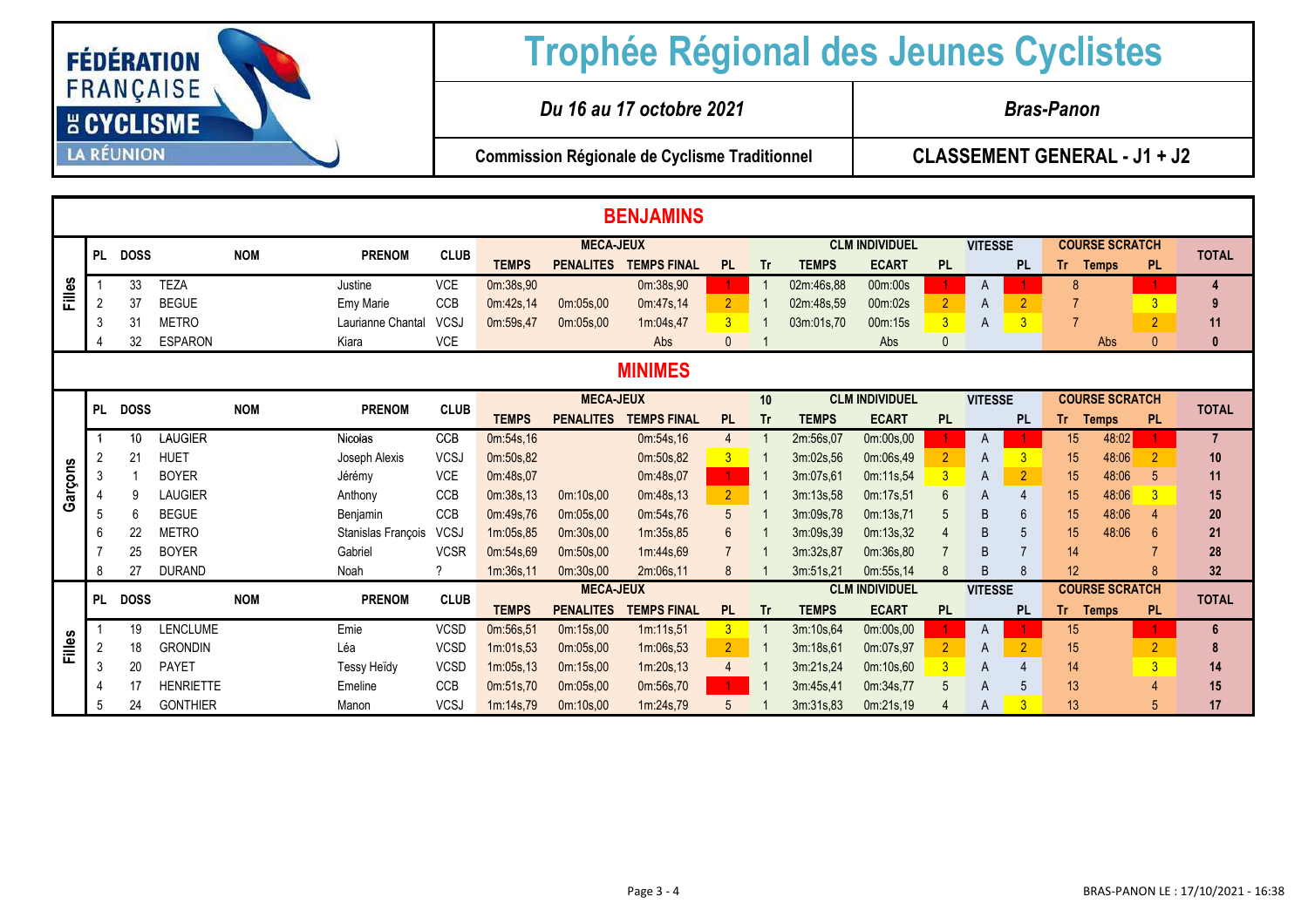FÉDÉRATION FRANÇAISE DE CYCLISME – LA RÉUNION

# Trophée Régional des Jeunes Cyclistes

*Du 16 au 17 octobre 2021* — *Bras-Panon*

**Commission Régionale de Cyclisme Traditionnel** — **CLASSEMENT GENERAL - J1 + J2**

## BENJAMINS

**Filles**

| PL | DOSS | NOM | PRENOM | CLUB | MECA-JEUX TEMPS | MECA-JEUX PENALITES | MECA-JEUX TEMPS FINAL | MECA-JEUX PL | CLM INDIVIDUEL Tr | CLM INDIVIDUEL TEMPS | CLM INDIVIDUEL ECART | CLM INDIVIDUEL PL | VITESSE | VITESSE PL | COURSE SCRATCH Tr | COURSE SCRATCH Temps | COURSE SCRATCH PL | TOTAL |
|---|---|---|---|---|---|---|---|---|---|---|---|---|---|---|---|---|---|---|
| 1 | 33 | TEZA | Justine | VCE | 0m:38s,90 | | 0m:38s,90 | 1 | 1 | 02m:46s,88 | 00m:00s | 1 | A | 1 | 8 | | 1 | 4 |
| 2 | 37 | BEGUE | Emy Marie | CCB | 0m:42s,14 | 0m:05s,00 | 0m:47s,14 | 2 | 1 | 02m:48s,59 | 00m:02s | 2 | A | 2 | 7 | | 3 | 9 |
| 3 | 31 | METRO | Laurianne Chantal | VCSJ | 0m:59s,47 | 0m:05s,00 | 1m:04s,47 | 3 | 1 | 03m:01s,70 | 00m:15s | 3 | A | 3 | 7 | | 2 | 11 |
| 4 | 32 | ESPARON | Kiara | VCE | | | Abs | 0 | 1 | | Abs | 0 | | | | Abs | 0 | 0 |

## MINIMES

**Garçons**

| PL | DOSS | NOM | PRENOM | CLUB | MECA-JEUX TEMPS | MECA-JEUX PENALITES | MECA-JEUX TEMPS FINAL | MECA-JEUX PL | CLM INDIVIDUEL Tr (10) | CLM INDIVIDUEL TEMPS | CLM INDIVIDUEL ECART | CLM INDIVIDUEL PL | VITESSE | VITESSE PL | COURSE SCRATCH Tr | COURSE SCRATCH Temps | COURSE SCRATCH PL | TOTAL |
|---|---|---|---|---|---|---|---|---|---|---|---|---|---|---|---|---|---|---|
| 1 | 10 | LAUGIER | Nicolas | CCB | 0m:54s,16 | | 0m:54s,16 | 4 | 1 | 2m:56s,07 | 0m:00s,00 | 1 | A | 1 | 15 | 48:02 | 1 | 7 |
| 2 | 21 | HUET | Joseph Alexis | VCSJ | 0m:50s,82 | | 0m:50s,82 | 3 | 1 | 3m:02s,56 | 0m:06s,49 | 2 | A | 3 | 15 | 48:06 | 2 | 10 |
| 3 | 1 | BOYER | Jérémy | VCE | 0m:48s,07 | | 0m:48s,07 | 1 | 1 | 3m:07s,61 | 0m:11s,54 | 3 | A | 2 | 15 | 48:06 | 5 | 11 |
| 4 | 9 | LAUGIER | Anthony | CCB | 0m:38s,13 | 0m:10s,00 | 0m:48s,13 | 2 | 1 | 3m:13s,58 | 0m:17s,51 | 6 | A | 4 | 15 | 48:06 | 3 | 15 |
| 5 | 6 | BEGUE | Benjamin | CCB | 0m:49s,76 | 0m:05s,00 | 0m:54s,76 | 5 | 1 | 3m:09s,78 | 0m:13s,71 | 5 | B | 6 | 15 | 48:06 | 4 | 20 |
| 6 | 22 | METRO | Stanislas François | VCSJ | 1m:05s,85 | 0m:30s,00 | 1m:35s,85 | 6 | 1 | 3m:09s,39 | 0m:13s,32 | 4 | B | 5 | 15 | 48:06 | 6 | 21 |
| 7 | 25 | BOYER | Gabriel | VCSR | 0m:54s,69 | 0m:50s,00 | 1m:44s,69 | 7 | 1 | 3m:32s,87 | 0m:36s,80 | 7 | B | 7 | 14 | | 7 | 28 |
| 8 | 27 | DURAND | Noah | ? | 1m:36s,11 | 0m:30s,00 | 2m:06s,11 | 8 | 1 | 3m:51s,21 | 0m:55s,14 | 8 | B | 8 | 12 | | 8 | 32 |

**Filles**

| PL | DOSS | NOM | PRENOM | CLUB | MECA-JEUX TEMPS | MECA-JEUX PENALITES | MECA-JEUX TEMPS FINAL | MECA-JEUX PL | CLM INDIVIDUEL Tr | CLM INDIVIDUEL TEMPS | CLM INDIVIDUEL ECART | CLM INDIVIDUEL PL | VITESSE | VITESSE PL | COURSE SCRATCH Tr | COURSE SCRATCH Temps | COURSE SCRATCH PL | TOTAL |
|---|---|---|---|---|---|---|---|---|---|---|---|---|---|---|---|---|---|---|
| 1 | 19 | LENCLUME | Emie | VCSD | 0m:56s,51 | 0m:15s,00 | 1m:11s,51 | 3 | 1 | 3m:10s,64 | 0m:00s,00 | 1 | A | 1 | 15 | | 1 | 6 |
| 2 | 18 | GRONDIN | Léa | VCSD | 1m:01s,53 | 0m:05s,00 | 1m:06s,53 | 2 | 1 | 3m:18s,61 | 0m:07s,97 | 2 | A | 2 | 15 | | 2 | 8 |
| 3 | 20 | PAYET | Tessy Heïdy | VCSD | 1m:05s,13 | 0m:15s,00 | 1m:20s,13 | 4 | 1 | 3m:21s,24 | 0m:10s,60 | 3 | A | 4 | 14 | | 3 | 14 |
| 4 | 17 | HENRIETTE | Emeline | CCB | 0m:51s,70 | 0m:05s,00 | 0m:56s,70 | 1 | 1 | 3m:45s,41 | 0m:34s,77 | 5 | A | 5 | 13 | | 4 | 15 |
| 5 | 24 | GONTHIER | Manon | VCSJ | 1m:14s,79 | 0m:10s,00 | 1m:24s,79 | 5 | 1 | 3m:31s,83 | 0m:21s,19 | 4 | A | 3 | 13 | | 5 | 17 |

BRAS-PANON LE : 17/10/2021 - 16:38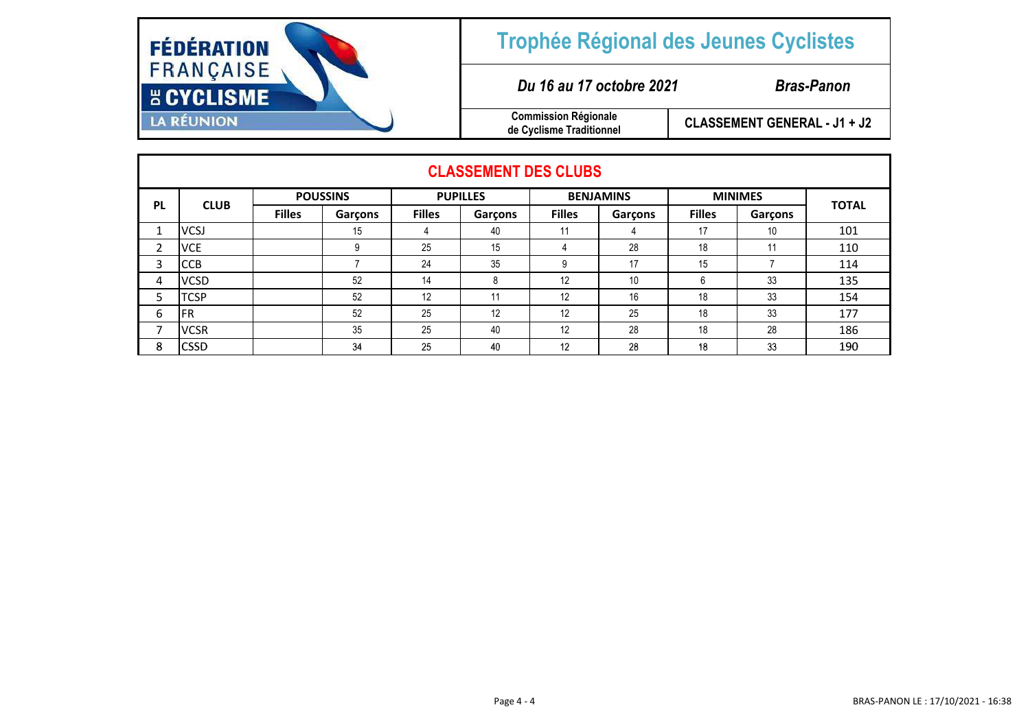FÉDÉRATION FRANÇAISE DE CYCLISME
LA RÉUNION

# Trophée Régional des Jeunes Cyclistes

*Du 16 au 17 octobre 2021* — *Bras-Panon*

**Commission Régionale de Cyclisme Traditionnel**

**CLASSEMENT GENERAL - J1 + J2**

## CLASSEMENT DES CLUBS

| PL | CLUB | POUSSINS | | PUPILLES | | BENJAMINS | | MINIMES | | TOTAL |
|---|---|---|---|---|---|---|---|---|---|---|
| | | Filles | Garçons | Filles | Garçons | Filles | Garçons | Filles | Garçons | |
| 1 | VCSJ | | 15 | 4 | 40 | 11 | 4 | 17 | 10 | 101 |
| 2 | VCE | | 9 | 25 | 15 | 4 | 28 | 18 | 11 | 110 |
| 3 | CCB | | 7 | 24 | 35 | 9 | 17 | 15 | 7 | 114 |
| 4 | VCSD | | 52 | 14 | 8 | 12 | 10 | 6 | 33 | 135 |
| 5 | TCSP | | 52 | 12 | 11 | 12 | 16 | 18 | 33 | 154 |
| 6 | FR | | 52 | 25 | 12 | 12 | 25 | 18 | 33 | 177 |
| 7 | VCSR | | 35 | 25 | 40 | 12 | 28 | 18 | 28 | 186 |
| 8 | CSSD | | 34 | 25 | 40 | 12 | 28 | 18 | 33 | 190 |

BRAS-PANON LE : 17/10/2021 - 16:38